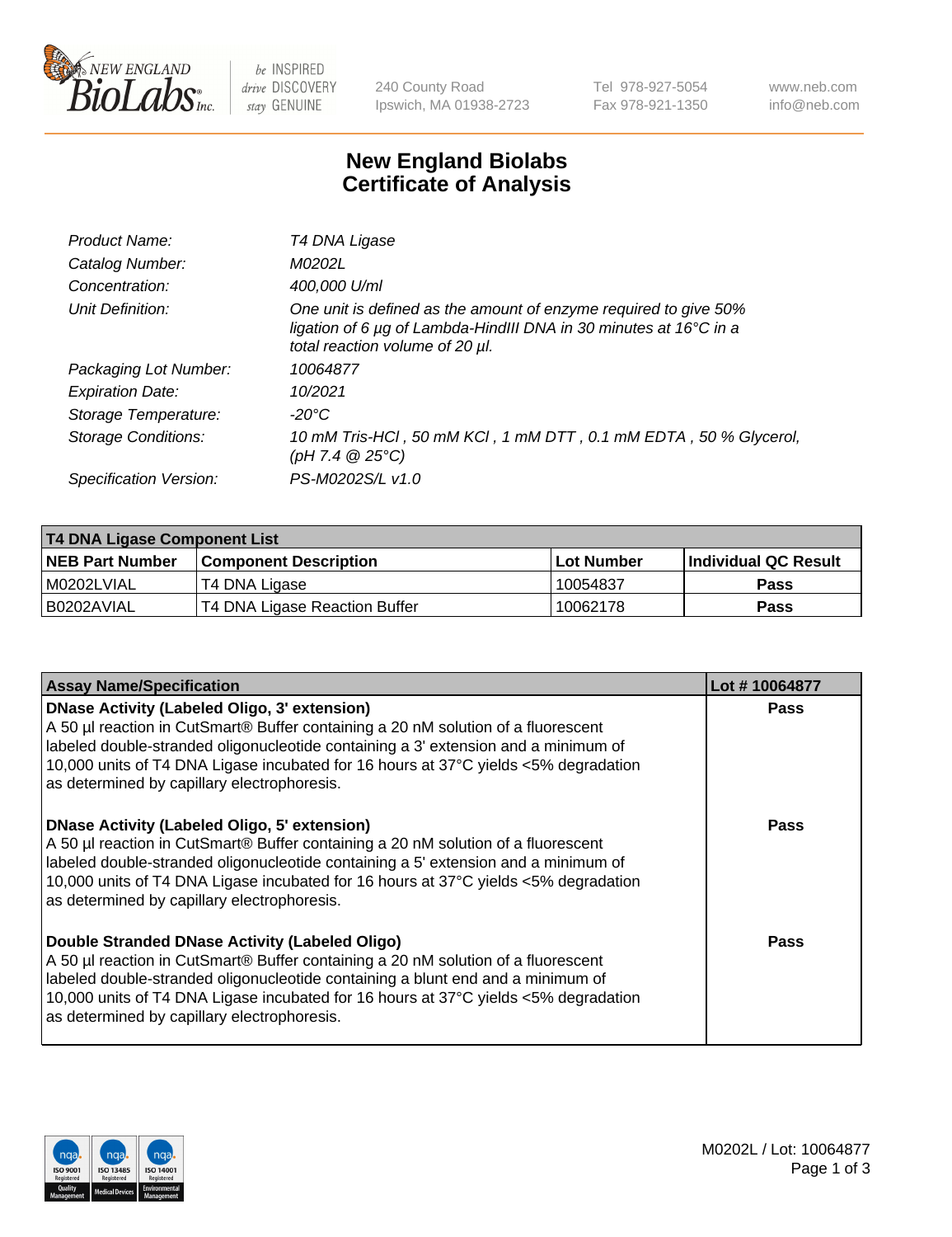240 County Road
Ipswich, MA 01938-2723

Tel 978-927-5054
Fax 978-921-1350

www.neb.com
info@neb.com

# New England Biolabs
# Certificate of Analysis

| | |
|---|---|
| *Product Name:* | *T4 DNA Ligase* |
| *Catalog Number:* | *M0202L* |
| *Concentration:* | *400,000 U/ml* |
| *Unit Definition:* | *One unit is defined as the amount of enzyme required to give 50% ligation of 6 µg of Lambda-HindIII DNA in 30 minutes at 16°C in a total reaction volume of 20 µl.* |
| *Packaging Lot Number:* | *10064877* |
| *Expiration Date:* | *10/2021* |
| *Storage Temperature:* | *-20°C* |
| *Storage Conditions:* | *10 mM Tris-HCl , 50 mM KCl , 1 mM DTT , 0.1 mM EDTA , 50 % Glycerol, (pH 7.4 @ 25°C)* |
| *Specification Version:* | *PS-M0202S/L v1.0* |

| T4 DNA Ligase Component List | | | |
|---|---|---|---|
| **NEB Part Number** | **Component Description** | **Lot Number** | **Individual QC Result** |
| M0202LVIAL | T4 DNA Ligase | 10054837 | Pass |
| B0202AVIAL | T4 DNA Ligase Reaction Buffer | 10062178 | Pass |

| Assay Name/Specification | Lot # 10064877 |
|---|---|
| **DNase Activity (Labeled Oligo, 3' extension)** A 50 µl reaction in CutSmart® Buffer containing a 20 nM solution of a fluorescent labeled double-stranded oligonucleotide containing a 3' extension and a minimum of 10,000 units of T4 DNA Ligase incubated for 16 hours at 37°C yields <5% degradation as determined by capillary electrophoresis. | Pass |
| **DNase Activity (Labeled Oligo, 5' extension)** A 50 µl reaction in CutSmart® Buffer containing a 20 nM solution of a fluorescent labeled double-stranded oligonucleotide containing a 5' extension and a minimum of 10,000 units of T4 DNA Ligase incubated for 16 hours at 37°C yields <5% degradation as determined by capillary electrophoresis. | Pass |
| **Double Stranded DNase Activity (Labeled Oligo)** A 50 µl reaction in CutSmart® Buffer containing a 20 nM solution of a fluorescent labeled double-stranded oligonucleotide containing a blunt end and a minimum of 10,000 units of T4 DNA Ligase incubated for 16 hours at 37°C yields <5% degradation as determined by capillary electrophoresis. | Pass |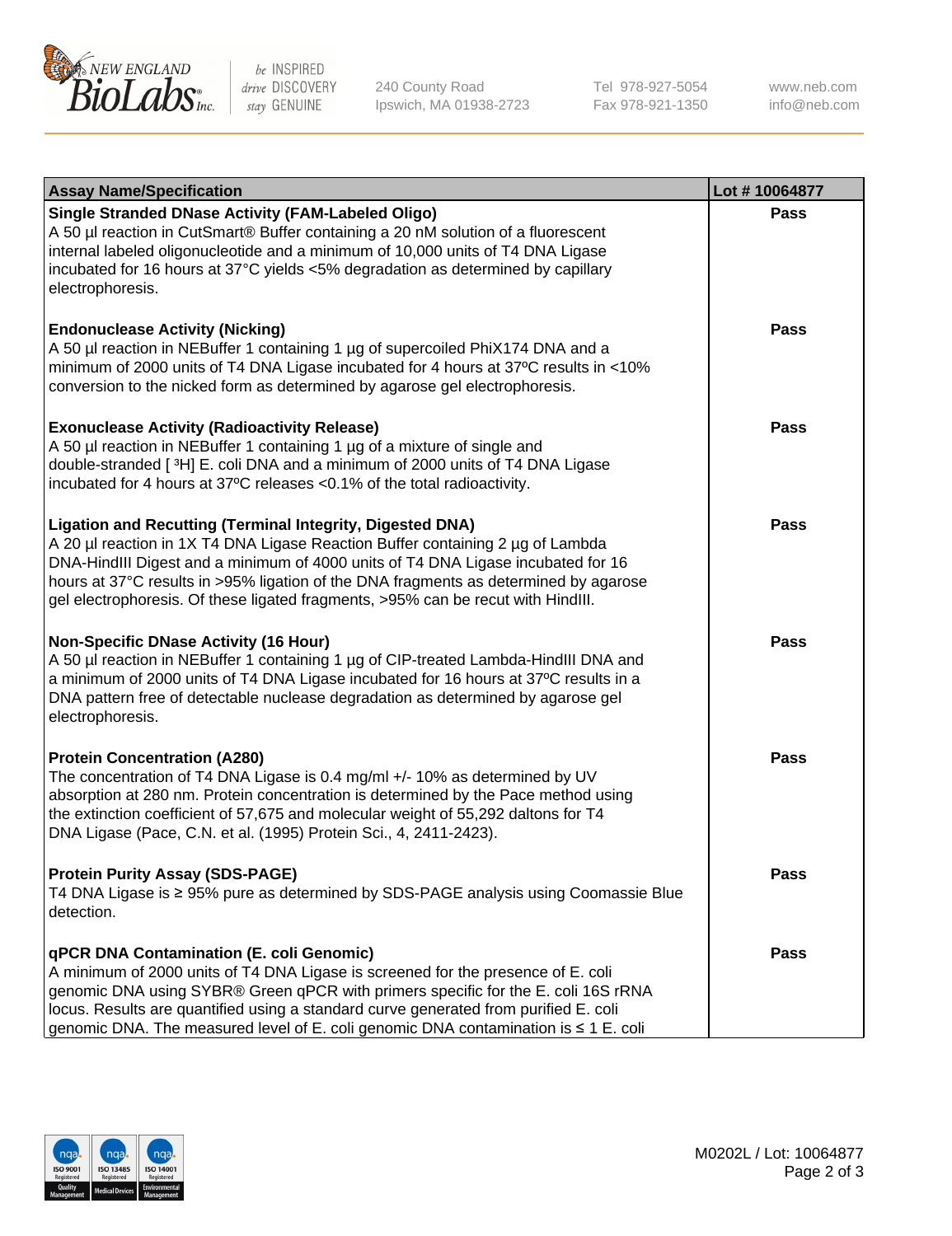| Assay Name/Specification | Lot # 10064877 |
|---|---|
| **Single Stranded DNase Activity (FAM-Labeled Oligo)**<br>A 50 µl reaction in CutSmart® Buffer containing a 20 nM solution of a fluorescent internal labeled oligonucleotide and a minimum of 10,000 units of T4 DNA Ligase incubated for 16 hours at 37°C yields <5% degradation as determined by capillary electrophoresis. | **Pass** |
| **Endonuclease Activity (Nicking)**<br>A 50 µl reaction in NEBuffer 1 containing 1 µg of supercoiled PhiX174 DNA and a minimum of 2000 units of T4 DNA Ligase incubated for 4 hours at 37ºC results in <10% conversion to the nicked form as determined by agarose gel electrophoresis. | **Pass** |
| **Exonuclease Activity (Radioactivity Release)**<br>A 50 µl reaction in NEBuffer 1 containing 1 µg of a mixture of single and double-stranded [ $^{3}$H] E. coli DNA and a minimum of 2000 units of T4 DNA Ligase incubated for 4 hours at 37ºC releases <0.1% of the total radioactivity. | **Pass** |
| **Ligation and Recutting (Terminal Integrity, Digested DNA)**<br>A 20 µl reaction in 1X T4 DNA Ligase Reaction Buffer containing 2 µg of Lambda DNA-HindIII Digest and a minimum of 4000 units of T4 DNA Ligase incubated for 16 hours at 37°C results in >95% ligation of the DNA fragments as determined by agarose gel electrophoresis. Of these ligated fragments, >95% can be recut with HindIII. | **Pass** |
| **Non-Specific DNase Activity (16 Hour)**<br>A 50 µl reaction in NEBuffer 1 containing 1 µg of CIP-treated Lambda-HindIII DNA and a minimum of 2000 units of T4 DNA Ligase incubated for 16 hours at 37ºC results in a DNA pattern free of detectable nuclease degradation as determined by agarose gel electrophoresis. | **Pass** |
| **Protein Concentration (A280)**<br>The concentration of T4 DNA Ligase is 0.4 mg/ml +/- 10% as determined by UV absorption at 280 nm. Protein concentration is determined by the Pace method using the extinction coefficient of 57,675 and molecular weight of 55,292 daltons for T4 DNA Ligase (Pace, C.N. et al. (1995) Protein Sci., 4, 2411-2423). | **Pass** |
| **Protein Purity Assay (SDS-PAGE)**<br>T4 DNA Ligase is ≥ 95% pure as determined by SDS-PAGE analysis using Coomassie Blue detection. | **Pass** |
| **qPCR DNA Contamination (E. coli Genomic)**<br>A minimum of 2000 units of T4 DNA Ligase is screened for the presence of E. coli genomic DNA using SYBR® Green qPCR with primers specific for the E. coli 16S rRNA locus. Results are quantified using a standard curve generated from purified E. coli genomic DNA. The measured level of E. coli genomic DNA contamination is ≤ 1 E. coli | **Pass** |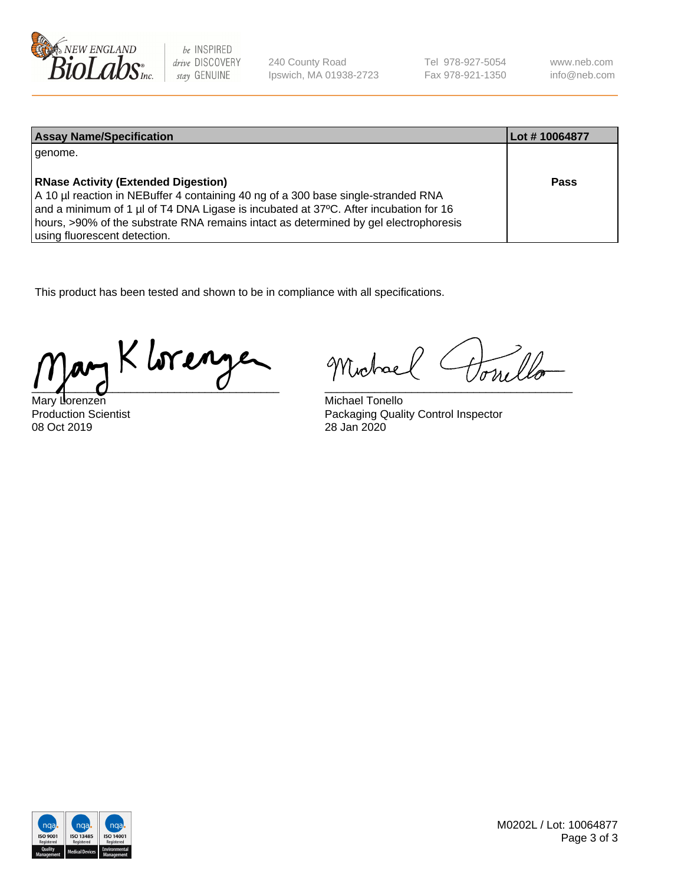| Assay Name/Specification | Lot # 10064877 |
|---|---|
| genome. | |
| **RNase Activity (Extended Digestion)**<br>A 10 µl reaction in NEBuffer 4 containing 40 ng of a 300 base single-stranded RNA and a minimum of 1 µl of T4 DNA Ligase is incubated at 37ºC. After incubation for 16 hours, >90% of the substrate RNA remains intact as determined by gel electrophoresis using fluorescent detection. | **Pass** |

This product has been tested and shown to be in compliance with all specifications.

Mary Lorenzen
Production Scientist
08 Oct 2019

Michael Tonello
Packaging Quality Control Inspector
28 Jan 2020

M0202L / Lot: 10064877